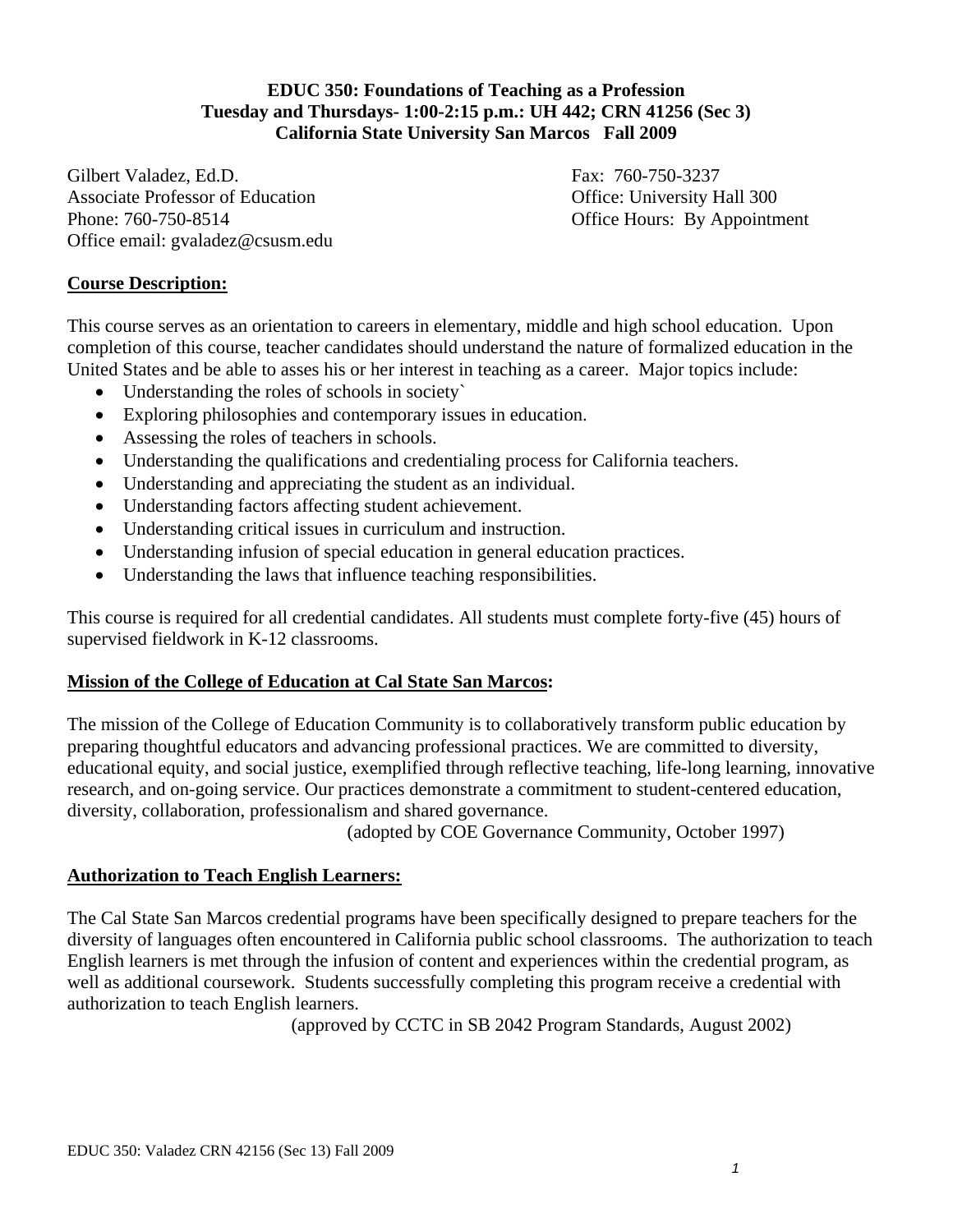**EDUC 350: Foundations of Teaching as a Profession**
**Tuesday and Thursdays- 1:00-2:15 p.m.: UH 442; CRN 41256 (Sec 3)**
**California State University San Marcos Fall 2009**

Gilbert Valadez, Ed.D.
Associate Professor of Education
Phone: 760-750-8514
Office email: gvaladez@csusm.edu

Fax: 760-750-3237
Office: University Hall 300
Office Hours: By Appointment

## Course Description:

This course serves as an orientation to careers in elementary, middle and high school education. Upon completion of this course, teacher candidates should understand the nature of formalized education in the United States and be able to asses his or her interest in teaching as a career. Major topics include:

- Understanding the roles of schools in society`
- Exploring philosophies and contemporary issues in education.
- Assessing the roles of teachers in schools.
- Understanding the qualifications and credentialing process for California teachers.
- Understanding and appreciating the student as an individual.
- Understanding factors affecting student achievement.
- Understanding critical issues in curriculum and instruction.
- Understanding infusion of special education in general education practices.
- Understanding the laws that influence teaching responsibilities.

This course is required for all credential candidates. All students must complete forty-five (45) hours of supervised fieldwork in K-12 classrooms.

## Mission of the College of Education at Cal State San Marcos:

The mission of the College of Education Community is to collaboratively transform public education by preparing thoughtful educators and advancing professional practices. We are committed to diversity, educational equity, and social justice, exemplified through reflective teaching, life-long learning, innovative research, and on-going service. Our practices demonstrate a commitment to student-centered education, diversity, collaboration, professionalism and shared governance.

(adopted by COE Governance Community, October 1997)

## Authorization to Teach English Learners:

The Cal State San Marcos credential programs have been specifically designed to prepare teachers for the diversity of languages often encountered in California public school classrooms. The authorization to teach English learners is met through the infusion of content and experiences within the credential program, as well as additional coursework. Students successfully completing this program receive a credential with authorization to teach English learners.

(approved by CCTC in SB 2042 Program Standards, August 2002)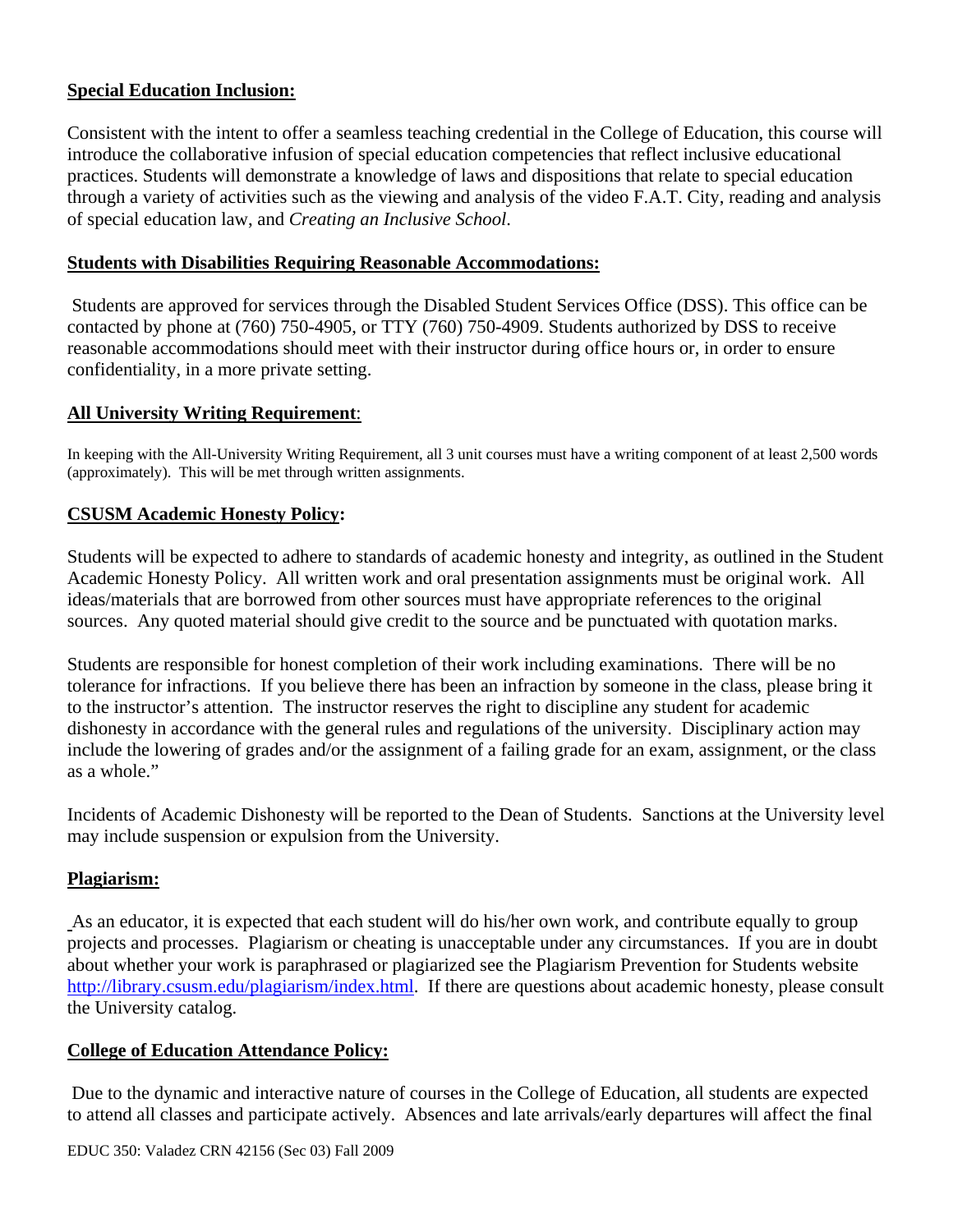**Special Education Inclusion:**

Consistent with the intent to offer a seamless teaching credential in the College of Education, this course will introduce the collaborative infusion of special education competencies that reflect inclusive educational practices. Students will demonstrate a knowledge of laws and dispositions that relate to special education through a variety of activities such as the viewing and analysis of the video F.A.T. City, reading and analysis of special education law, and *Creating an Inclusive School*.

**Students with Disabilities Requiring Reasonable Accommodations:**

Students are approved for services through the Disabled Student Services Office (DSS). This office can be contacted by phone at (760) 750-4905, or TTY (760) 750-4909. Students authorized by DSS to receive reasonable accommodations should meet with their instructor during office hours or, in order to ensure confidentiality, in a more private setting.

**All University Writing Requirement**:

In keeping with the All-University Writing Requirement, all 3 unit courses must have a writing component of at least 2,500 words (approximately). This will be met through written assignments.

**CSUSM Academic Honesty Policy:**

Students will be expected to adhere to standards of academic honesty and integrity, as outlined in the Student Academic Honesty Policy. All written work and oral presentation assignments must be original work. All ideas/materials that are borrowed from other sources must have appropriate references to the original sources. Any quoted material should give credit to the source and be punctuated with quotation marks.

Students are responsible for honest completion of their work including examinations. There will be no tolerance for infractions. If you believe there has been an infraction by someone in the class, please bring it to the instructor's attention. The instructor reserves the right to discipline any student for academic dishonesty in accordance with the general rules and regulations of the university. Disciplinary action may include the lowering of grades and/or the assignment of a failing grade for an exam, assignment, or the class as a whole."

Incidents of Academic Dishonesty will be reported to the Dean of Students. Sanctions at the University level may include suspension or expulsion from the University.

**Plagiarism:**

As an educator, it is expected that each student will do his/her own work, and contribute equally to group projects and processes. Plagiarism or cheating is unacceptable under any circumstances. If you are in doubt about whether your work is paraphrased or plagiarized see the Plagiarism Prevention for Students website http://library.csusm.edu/plagiarism/index.html. If there are questions about academic honesty, please consult the University catalog.

**College of Education Attendance Policy:**

Due to the dynamic and interactive nature of courses in the College of Education, all students are expected to attend all classes and participate actively. Absences and late arrivals/early departures will affect the final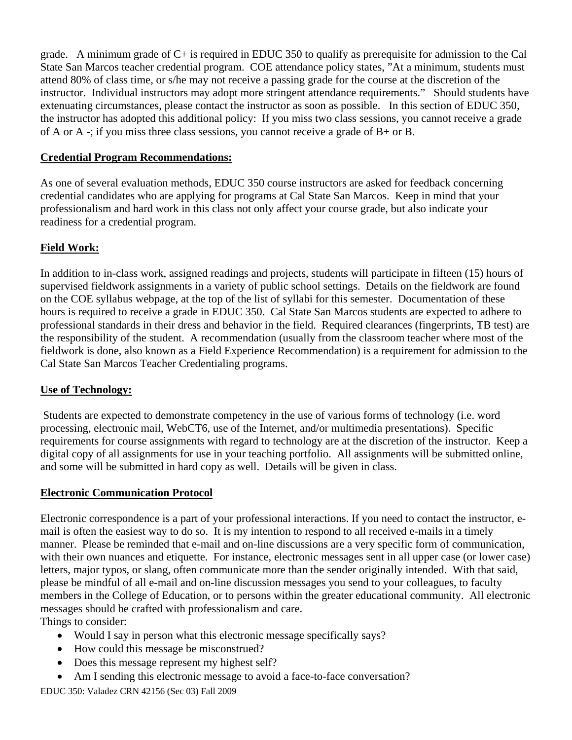grade. A minimum grade of C+ is required in EDUC 350 to qualify as prerequisite for admission to the Cal State San Marcos teacher credential program. COE attendance policy states, "At a minimum, students must attend 80% of class time, or s/he may not receive a passing grade for the course at the discretion of the instructor. Individual instructors may adopt more stringent attendance requirements." Should students have extenuating circumstances, please contact the instructor as soon as possible. In this section of EDUC 350, the instructor has adopted this additional policy: If you miss two class sessions, you cannot receive a grade of A or A -; if you miss three class sessions, you cannot receive a grade of B+ or B.

## Credential Program Recommendations:

As one of several evaluation methods, EDUC 350 course instructors are asked for feedback concerning credential candidates who are applying for programs at Cal State San Marcos. Keep in mind that your professionalism and hard work in this class not only affect your course grade, but also indicate your readiness for a credential program.

## Field Work:

In addition to in-class work, assigned readings and projects, students will participate in fifteen (15) hours of supervised fieldwork assignments in a variety of public school settings. Details on the fieldwork are found on the COE syllabus webpage, at the top of the list of syllabi for this semester. Documentation of these hours is required to receive a grade in EDUC 350. Cal State San Marcos students are expected to adhere to professional standards in their dress and behavior in the field. Required clearances (fingerprints, TB test) are the responsibility of the student. A recommendation (usually from the classroom teacher where most of the fieldwork is done, also known as a Field Experience Recommendation) is a requirement for admission to the Cal State San Marcos Teacher Credentialing programs.

## Use of Technology:

Students are expected to demonstrate competency in the use of various forms of technology (i.e. word processing, electronic mail, WebCT6, use of the Internet, and/or multimedia presentations). Specific requirements for course assignments with regard to technology are at the discretion of the instructor. Keep a digital copy of all assignments for use in your teaching portfolio. All assignments will be submitted online, and some will be submitted in hard copy as well. Details will be given in class.

## Electronic Communication Protocol

Electronic correspondence is a part of your professional interactions. If you need to contact the instructor, e-mail is often the easiest way to do so. It is my intention to respond to all received e-mails in a timely manner. Please be reminded that e-mail and on-line discussions are a very specific form of communication, with their own nuances and etiquette. For instance, electronic messages sent in all upper case (or lower case) letters, major typos, or slang, often communicate more than the sender originally intended. With that said, please be mindful of all e-mail and on-line discussion messages you send to your colleagues, to faculty members in the College of Education, or to persons within the greater educational community. All electronic messages should be crafted with professionalism and care.

Things to consider:

- Would I say in person what this electronic message specifically says?
- How could this message be misconstrued?
- Does this message represent my highest self?
- Am I sending this electronic message to avoid a face-to-face conversation?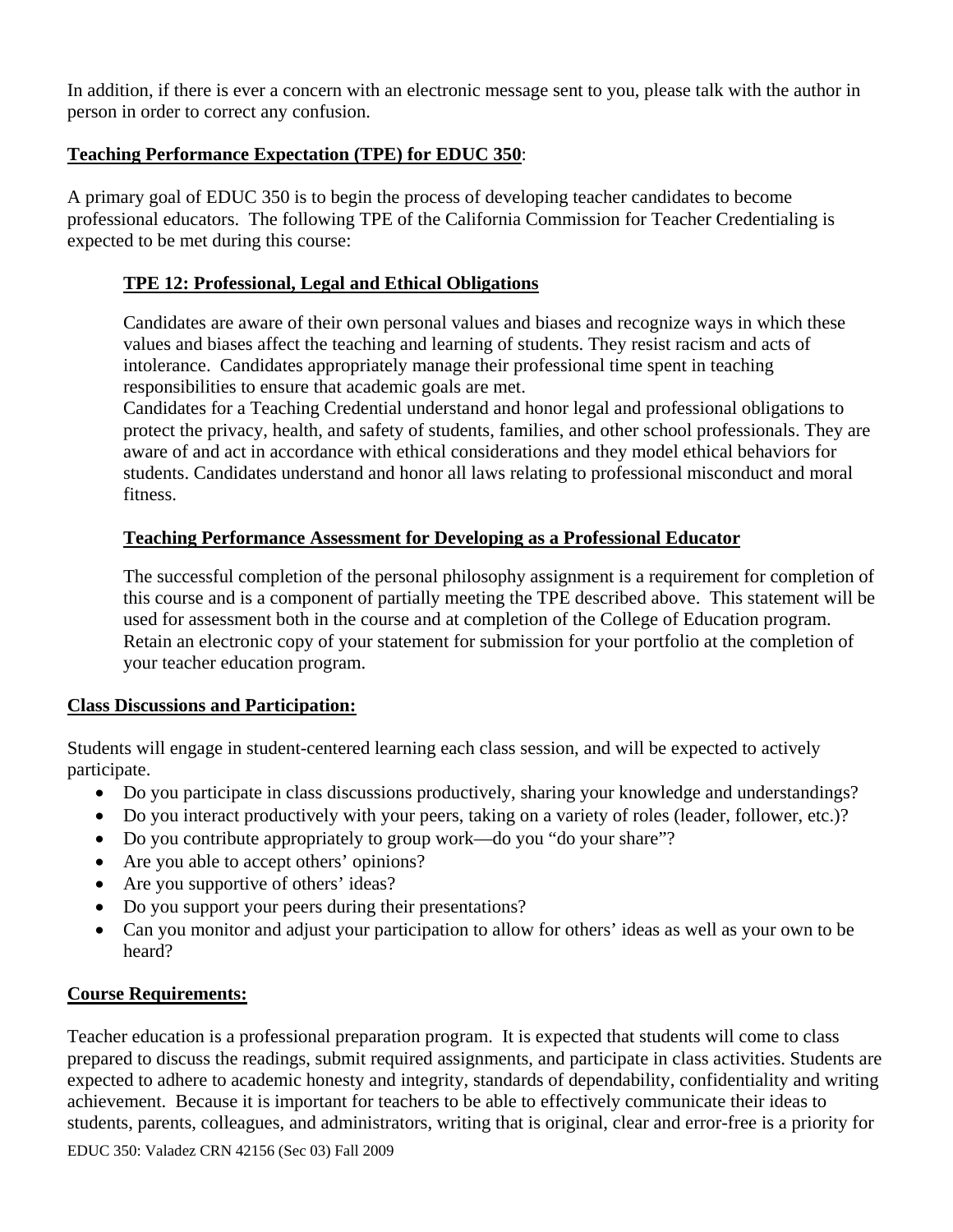In addition, if there is ever a concern with an electronic message sent to you, please talk with the author in person in order to correct any confusion.

**Teaching Performance Expectation (TPE) for EDUC 350**:

A primary goal of EDUC 350 is to begin the process of developing teacher candidates to become professional educators. The following TPE of the California Commission for Teacher Credentialing is expected to be met during this course:

**TPE 12: Professional, Legal and Ethical Obligations**

Candidates are aware of their own personal values and biases and recognize ways in which these values and biases affect the teaching and learning of students. They resist racism and acts of intolerance. Candidates appropriately manage their professional time spent in teaching responsibilities to ensure that academic goals are met.
Candidates for a Teaching Credential understand and honor legal and professional obligations to protect the privacy, health, and safety of students, families, and other school professionals. They are aware of and act in accordance with ethical considerations and they model ethical behaviors for students. Candidates understand and honor all laws relating to professional misconduct and moral fitness.

**Teaching Performance Assessment for Developing as a Professional Educator**

The successful completion of the personal philosophy assignment is a requirement for completion of this course and is a component of partially meeting the TPE described above. This statement will be used for assessment both in the course and at completion of the College of Education program. Retain an electronic copy of your statement for submission for your portfolio at the completion of your teacher education program.

**Class Discussions and Participation:**

Students will engage in student-centered learning each class session, and will be expected to actively participate.

- Do you participate in class discussions productively, sharing your knowledge and understandings?
- Do you interact productively with your peers, taking on a variety of roles (leader, follower, etc.)?
- Do you contribute appropriately to group work—do you "do your share"?
- Are you able to accept others' opinions?
- Are you supportive of others' ideas?
- Do you support your peers during their presentations?
- Can you monitor and adjust your participation to allow for others' ideas as well as your own to be heard?

**Course Requirements:**

Teacher education is a professional preparation program. It is expected that students will come to class prepared to discuss the readings, submit required assignments, and participate in class activities. Students are expected to adhere to academic honesty and integrity, standards of dependability, confidentiality and writing achievement. Because it is important for teachers to be able to effectively communicate their ideas to students, parents, colleagues, and administrators, writing that is original, clear and error-free is a priority for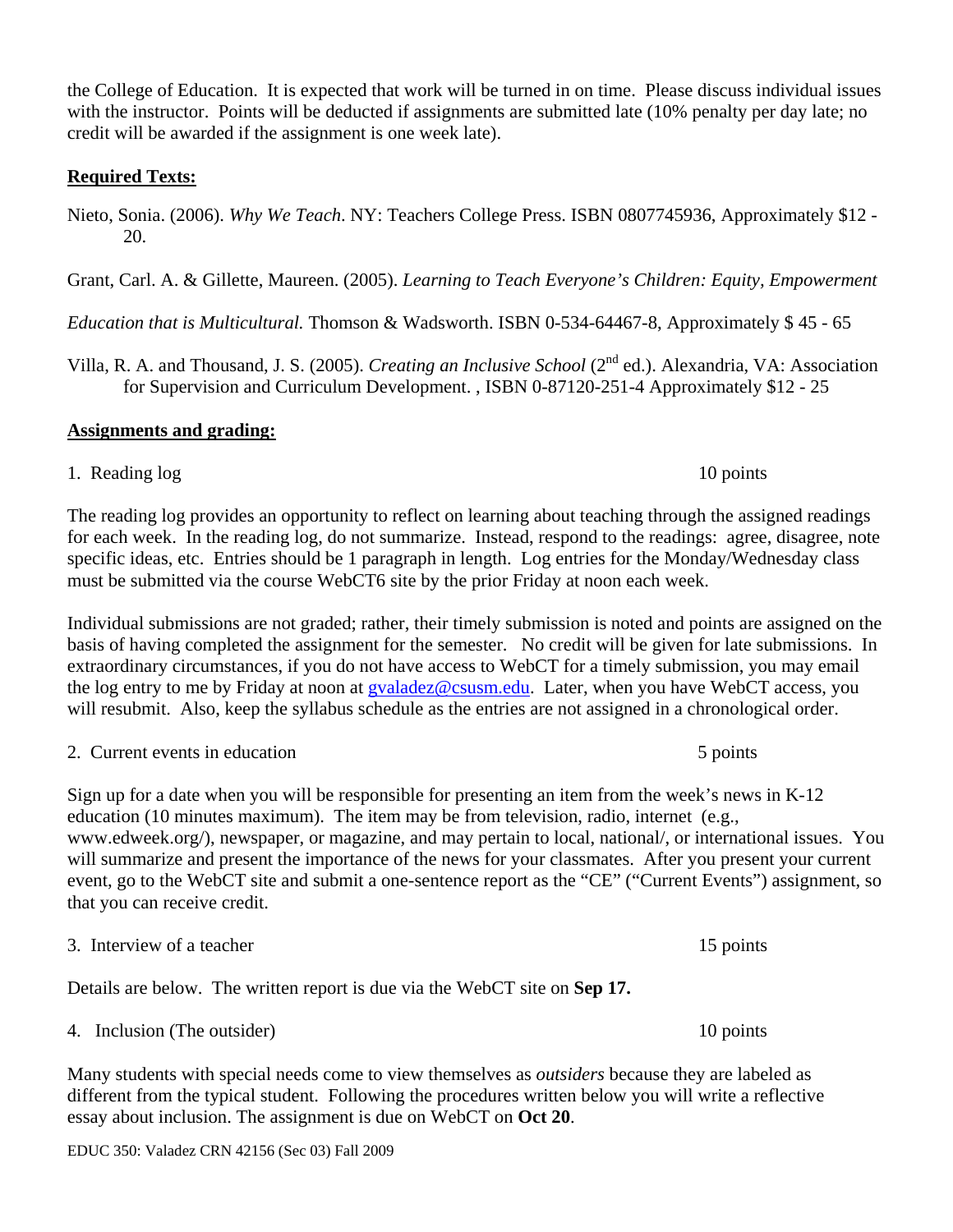the College of Education. It is expected that work will be turned in on time. Please discuss individual issues with the instructor. Points will be deducted if assignments are submitted late (10% penalty per day late; no credit will be awarded if the assignment is one week late).

**Required Texts:**

Nieto, Sonia. (2006). *Why We Teach*. NY: Teachers College Press. ISBN 0807745936, Approximately $12 - 20.

Grant, Carl. A. & Gillette, Maureen. (2005). *Learning to Teach Everyone's Children: Equity, Empowerment Education that is Multicultural.* Thomson & Wadsworth. ISBN 0-534-64467-8, Approximately $ 45 - 65

Villa, R. A. and Thousand, J. S. (2005). *Creating an Inclusive School* (2nd ed.). Alexandria, VA: Association for Supervision and Curriculum Development. , ISBN 0-87120-251-4 Approximately $12 - 25

**Assignments and grading:**

1. Reading log — 10 points

The reading log provides an opportunity to reflect on learning about teaching through the assigned readings for each week. In the reading log, do not summarize. Instead, respond to the readings: agree, disagree, note specific ideas, etc. Entries should be 1 paragraph in length. Log entries for the Monday/Wednesday class must be submitted via the course WebCT6 site by the prior Friday at noon each week.

Individual submissions are not graded; rather, their timely submission is noted and points are assigned on the basis of having completed the assignment for the semester. No credit will be given for late submissions. In extraordinary circumstances, if you do not have access to WebCT for a timely submission, you may email the log entry to me by Friday at noon at gvaladez@csusm.edu. Later, when you have WebCT access, you will resubmit. Also, keep the syllabus schedule as the entries are not assigned in a chronological order.

2. Current events in education — 5 points

Sign up for a date when you will be responsible for presenting an item from the week's news in K-12 education (10 minutes maximum). The item may be from television, radio, internet (e.g., www.edweek.org/), newspaper, or magazine, and may pertain to local, national/, or international issues. You will summarize and present the importance of the news for your classmates. After you present your current event, go to the WebCT site and submit a one-sentence report as the "CE" ("Current Events") assignment, so that you can receive credit.

3. Interview of a teacher — 15 points

Details are below. The written report is due via the WebCT site on **Sep 17.**

4. Inclusion (The outsider) — 10 points

Many students with special needs come to view themselves as *outsiders* because they are labeled as different from the typical student. Following the procedures written below you will write a reflective essay about inclusion. The assignment is due on WebCT on **Oct 20**.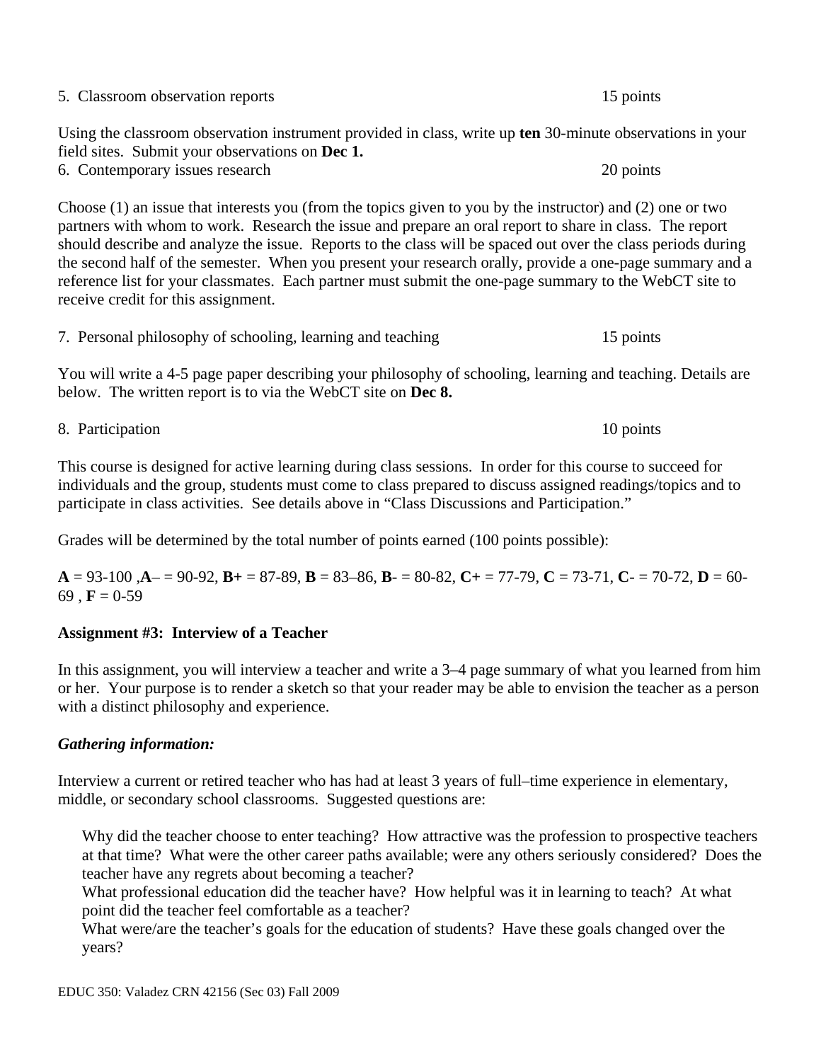5. Classroom observation reports 15 points

Using the classroom observation instrument provided in class, write up **ten** 30-minute observations in your field sites. Submit your observations on **Dec 1.**

6. Contemporary issues research 20 points

Choose (1) an issue that interests you (from the topics given to you by the instructor) and (2) one or two partners with whom to work. Research the issue and prepare an oral report to share in class. The report should describe and analyze the issue. Reports to the class will be spaced out over the class periods during the second half of the semester. When you present your research orally, provide a one-page summary and a reference list for your classmates. Each partner must submit the one-page summary to the WebCT site to receive credit for this assignment.

7. Personal philosophy of schooling, learning and teaching 15 points

You will write a 4-5 page paper describing your philosophy of schooling, learning and teaching. Details are below. The written report is to via the WebCT site on **Dec 8.**

8. Participation 10 points

This course is designed for active learning during class sessions. In order for this course to succeed for individuals and the group, students must come to class prepared to discuss assigned readings/topics and to participate in class activities. See details above in "Class Discussions and Participation."

Grades will be determined by the total number of points earned (100 points possible):

**A** = 93-100 ,**A**– = 90-92, **B+** = 87-89, **B** = 83–86, **B**- = 80-82, **C+** = 77-79, **C** = 73-71, **C**- = 70-72, **D** = 60-69 , **F** = 0-59

**Assignment #3: Interview of a Teacher**

In this assignment, you will interview a teacher and write a 3–4 page summary of what you learned from him or her. Your purpose is to render a sketch so that your reader may be able to envision the teacher as a person with a distinct philosophy and experience.

***Gathering information:***

Interview a current or retired teacher who has had at least 3 years of full–time experience in elementary, middle, or secondary school classrooms. Suggested questions are:

Why did the teacher choose to enter teaching? How attractive was the profession to prospective teachers at that time? What were the other career paths available; were any others seriously considered? Does the teacher have any regrets about becoming a teacher?

What professional education did the teacher have? How helpful was it in learning to teach? At what point did the teacher feel comfortable as a teacher?

What were/are the teacher's goals for the education of students? Have these goals changed over the years?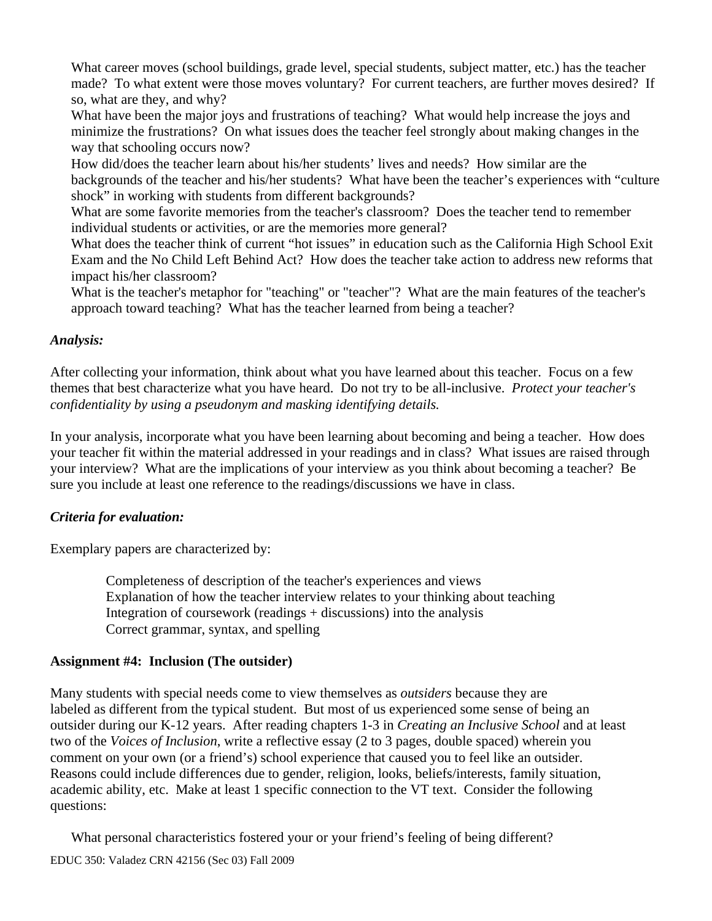What career moves (school buildings, grade level, special students, subject matter, etc.) has the teacher made? To what extent were those moves voluntary? For current teachers, are further moves desired? If so, what are they, and why?

What have been the major joys and frustrations of teaching? What would help increase the joys and minimize the frustrations? On what issues does the teacher feel strongly about making changes in the way that schooling occurs now?

How did/does the teacher learn about his/her students' lives and needs? How similar are the backgrounds of the teacher and his/her students? What have been the teacher's experiences with "culture shock" in working with students from different backgrounds?

What are some favorite memories from the teacher's classroom? Does the teacher tend to remember individual students or activities, or are the memories more general?

What does the teacher think of current "hot issues" in education such as the California High School Exit Exam and the No Child Left Behind Act? How does the teacher take action to address new reforms that impact his/her classroom?

What is the teacher's metaphor for "teaching" or "teacher"? What are the main features of the teacher's approach toward teaching? What has the teacher learned from being a teacher?

*Analysis:*

After collecting your information, think about what you have learned about this teacher. Focus on a few themes that best characterize what you have heard. Do not try to be all-inclusive. *Protect your teacher's confidentiality by using a pseudonym and masking identifying details.*

In your analysis, incorporate what you have been learning about becoming and being a teacher. How does your teacher fit within the material addressed in your readings and in class? What issues are raised through your interview? What are the implications of your interview as you think about becoming a teacher? Be sure you include at least one reference to the readings/discussions we have in class.

*Criteria for evaluation:*

Exemplary papers are characterized by:

- Completeness of description of the teacher's experiences and views
- Explanation of how the teacher interview relates to your thinking about teaching
- Integration of coursework (readings + discussions) into the analysis
- Correct grammar, syntax, and spelling

**Assignment #4: Inclusion (The outsider)**

Many students with special needs come to view themselves as *outsiders* because they are labeled as different from the typical student. But most of us experienced some sense of being an outsider during our K-12 years. After reading chapters 1-3 in *Creating an Inclusive School* and at least two of the *Voices of Inclusion*, write a reflective essay (2 to 3 pages, double spaced) wherein you comment on your own (or a friend's) school experience that caused you to feel like an outsider. Reasons could include differences due to gender, religion, looks, beliefs/interests, family situation, academic ability, etc. Make at least 1 specific connection to the VT text. Consider the following questions:

What personal characteristics fostered your or your friend's feeling of being different?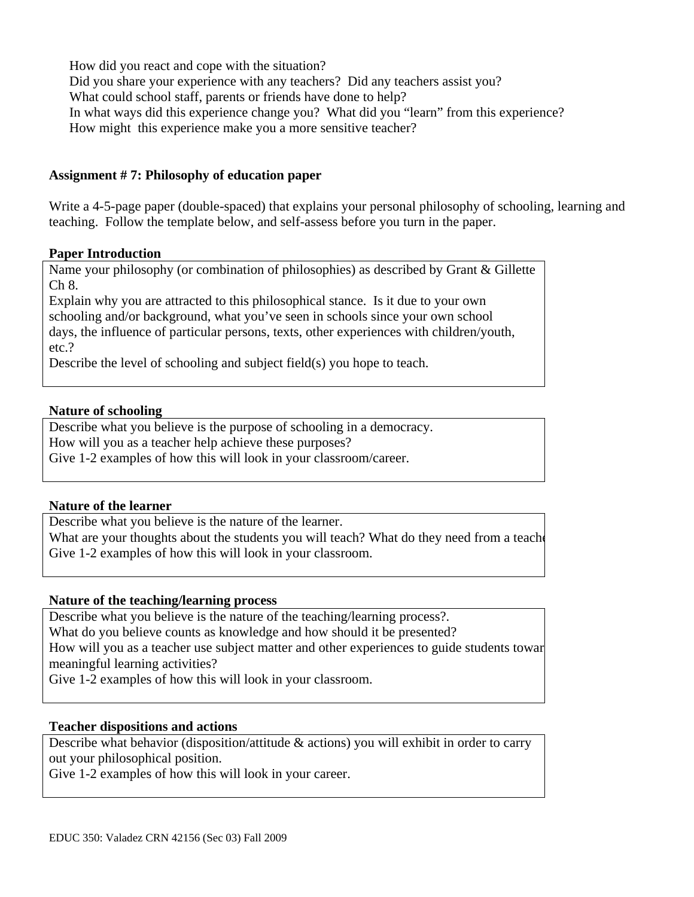How did you react and cope with the situation?
Did you share your experience with any teachers? Did any teachers assist you?
What could school staff, parents or friends have done to help?
In what ways did this experience change you? What did you "learn" from this experience?
How might this experience make you a more sensitive teacher?

**Assignment # 7: Philosophy of education paper**

Write a 4-5-page paper (double-spaced) that explains your personal philosophy of schooling, learning and teaching. Follow the template below, and self-assess before you turn in the paper.

**Paper Introduction**

Name your philosophy (or combination of philosophies) as described by Grant & Gillette Ch 8.
Explain why you are attracted to this philosophical stance. Is it due to your own schooling and/or background, what you've seen in schools since your own school days, the influence of particular persons, texts, other experiences with children/youth, etc.?
Describe the level of schooling and subject field(s) you hope to teach.

**Nature of schooling**

Describe what you believe is the purpose of schooling in a democracy.
How will you as a teacher help achieve these purposes?
Give 1-2 examples of how this will look in your classroom/career.

**Nature of the learner**

Describe what you believe is the nature of the learner.
What are your thoughts about the students you will teach? What do they need from a teache
Give 1-2 examples of how this will look in your classroom.

**Nature of the teaching/learning process**

Describe what you believe is the nature of the teaching/learning process?.
What do you believe counts as knowledge and how should it be presented?
How will you as a teacher use subject matter and other experiences to guide students towar meaningful learning activities?
Give 1-2 examples of how this will look in your classroom.

**Teacher dispositions and actions**

Describe what behavior (disposition/attitude & actions) you will exhibit in order to carry out your philosophical position.
Give 1-2 examples of how this will look in your career.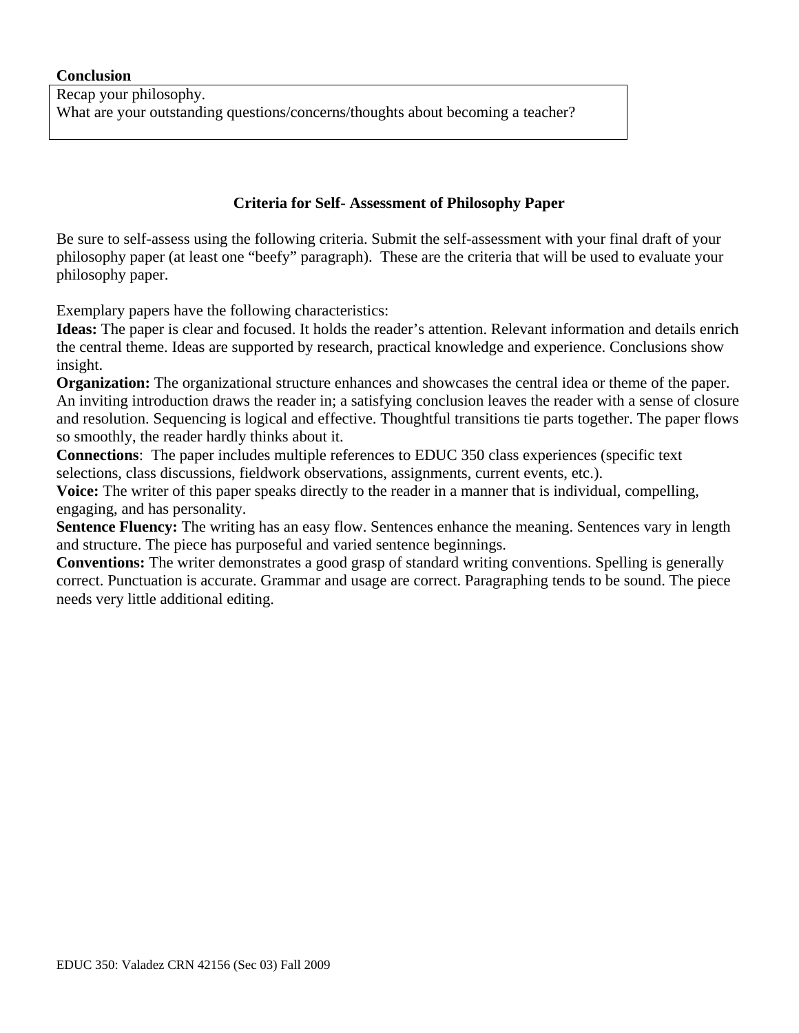**Conclusion**

| Recap your philosophy.<br>What are your outstanding questions/concerns/thoughts about becoming a teacher? |
| --- |

## Criteria for Self- Assessment of Philosophy Paper

Be sure to self-assess using the following criteria. Submit the self-assessment with your final draft of your philosophy paper (at least one "beefy" paragraph). These are the criteria that will be used to evaluate your philosophy paper.

Exemplary papers have the following characteristics:

**Ideas:** The paper is clear and focused. It holds the reader's attention. Relevant information and details enrich the central theme. Ideas are supported by research, practical knowledge and experience. Conclusions show insight.

**Organization:** The organizational structure enhances and showcases the central idea or theme of the paper. An inviting introduction draws the reader in; a satisfying conclusion leaves the reader with a sense of closure and resolution. Sequencing is logical and effective. Thoughtful transitions tie parts together. The paper flows so smoothly, the reader hardly thinks about it.

**Connections**: The paper includes multiple references to EDUC 350 class experiences (specific text selections, class discussions, fieldwork observations, assignments, current events, etc.).

**Voice:** The writer of this paper speaks directly to the reader in a manner that is individual, compelling, engaging, and has personality.

**Sentence Fluency:** The writing has an easy flow. Sentences enhance the meaning. Sentences vary in length and structure. The piece has purposeful and varied sentence beginnings.

**Conventions:** The writer demonstrates a good grasp of standard writing conventions. Spelling is generally correct. Punctuation is accurate. Grammar and usage are correct. Paragraphing tends to be sound. The piece needs very little additional editing.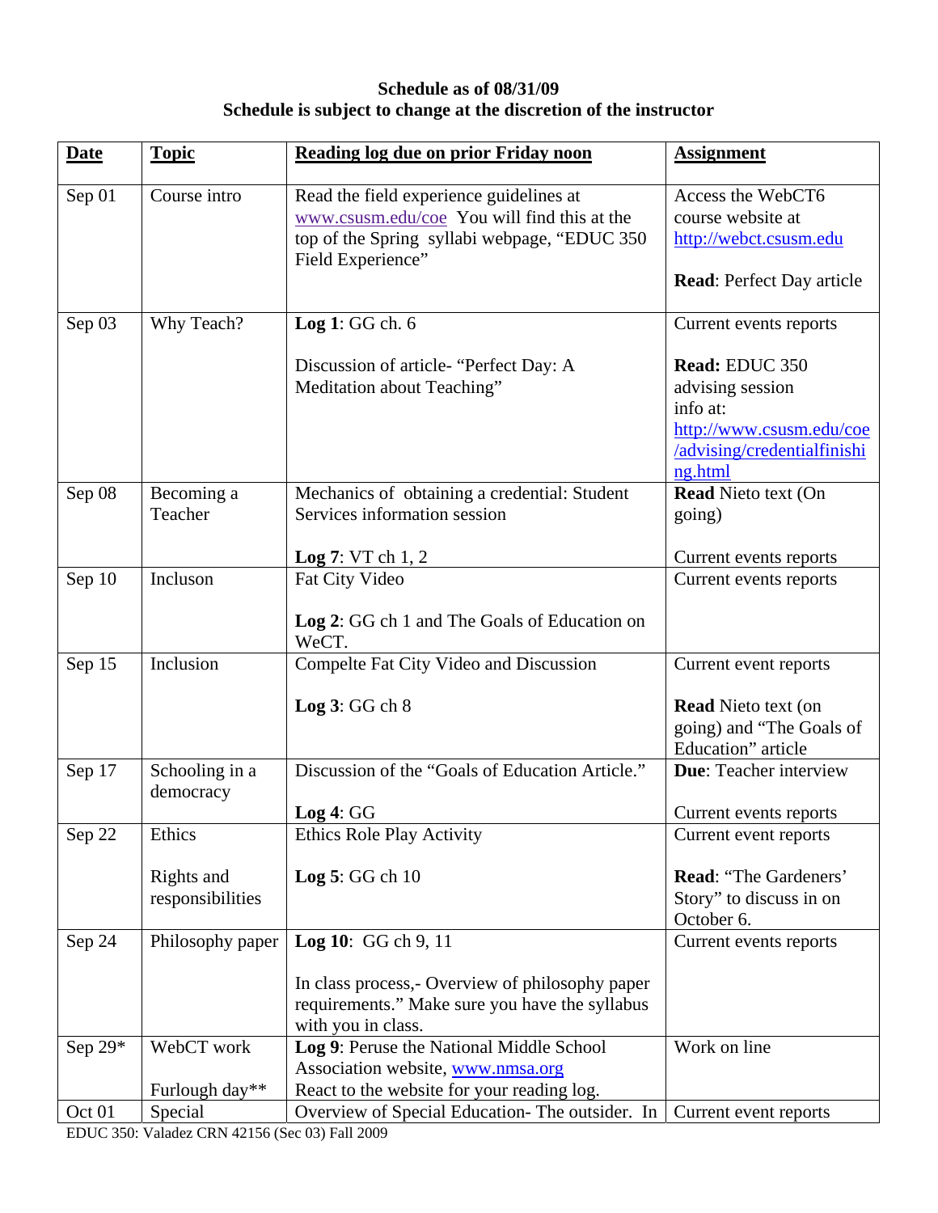**Schedule as of 08/31/09**
**Schedule is subject to change at the discretion of the instructor**

| Date | Topic | Reading log due on prior Friday noon | Assignment |
|---|---|---|---|
| Sep 01 | Course intro | Read the field experience guidelines at www.csusm.edu/coe You will find this at the top of the Spring syllabi webpage, "EDUC 350 Field Experience" | Access the WebCT6 course website at http://webct.csusm.edu<br><br>**Read**: Perfect Day article |
| Sep 03 | Why Teach? | **Log 1**: GG ch. 6<br><br>Discussion of article- "Perfect Day: A Meditation about Teaching" | Current events reports<br><br>**Read:** EDUC 350 advising session info at: http://www.csusm.edu/coe/advising/credentialfinishing.html |
| Sep 08 | Becoming a Teacher | Mechanics of obtaining a credential: Student Services information session<br><br>**Log 7**: VT ch 1, 2 | **Read** Nieto text (On going)<br><br>Current events reports |
| Sep 10 | Incluson | Fat City Video<br><br>**Log 2**: GG ch 1 and The Goals of Education on WeCT. | Current events reports |
| Sep 15 | Inclusion | Compelte Fat City Video and Discussion<br><br>**Log 3**: GG ch 8 | Current event reports<br><br>**Read** Nieto text (on going) and "The Goals of Education" article |
| Sep 17 | Schooling in a democracy | Discussion of the "Goals of Education Article."<br><br>**Log 4**: GG | **Due**: Teacher interview<br><br>Current events reports |
| Sep 22 | Ethics<br><br>Rights and responsibilities | Ethics Role Play Activity<br><br>**Log 5**: GG ch 10 | Current event reports<br><br>**Read**: "The Gardeners' Story" to discuss in on October 6. |
| Sep 24 | Philosophy paper | **Log 10**: GG ch 9, 11<br><br>In class process,- Overview of philosophy paper requirements." Make sure you have the syllabus with you in class. | Current events reports |
| Sep 29* | WebCT work<br><br>Furlough day** | **Log 9**: Peruse the National Middle School Association website, www.nmsa.org<br>React to the website for your reading log. | Work on line |
| Oct 01 | Special | Overview of Special Education- The outsider. In | Current event reports |

EDUC 350: Valadez CRN 42156 (Sec 03) Fall 2009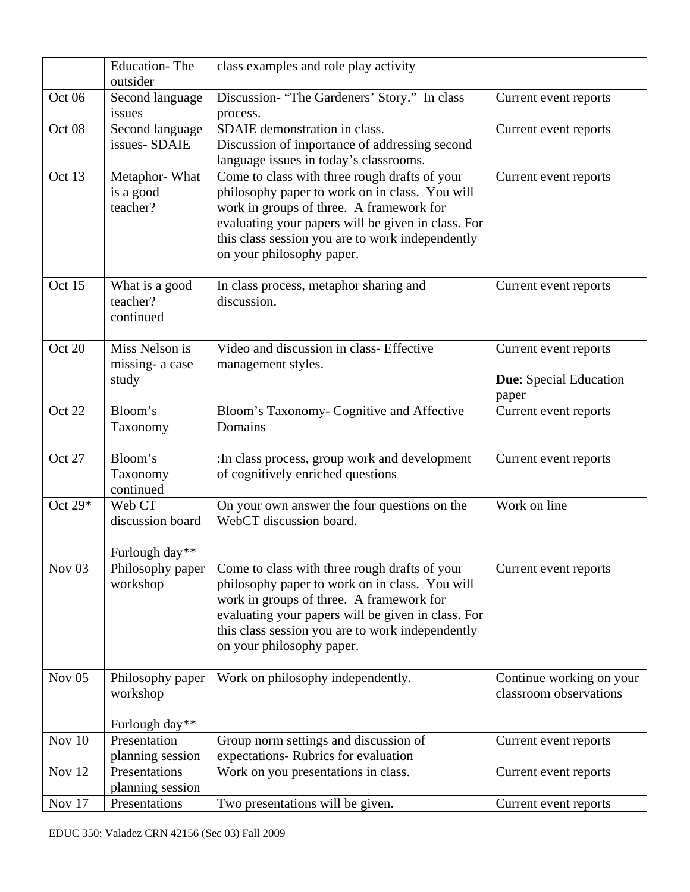|  |  |  |  |
|---|---|---|---|
|  | Education- The outsider | class examples and role play activity |  |
| Oct 06 | Second language issues | Discussion- "The Gardeners' Story." In class process. | Current event reports |
| Oct 08 | Second language issues- SDAIE | SDAIE demonstration in class. Discussion of importance of addressing second language issues in today's classrooms. | Current event reports |
| Oct 13 | Metaphor- What is a good teacher? | Come to class with three rough drafts of your philosophy paper to work on in class. You will work in groups of three. A framework for evaluating your papers will be given in class. For this class session you are to work independently on your philosophy paper. | Current event reports |
| Oct 15 | What is a good teacher? continued | In class process, metaphor sharing and discussion. | Current event reports |
| Oct 20 | Miss Nelson is missing- a case study | Video and discussion in class- Effective management styles. | Current event reports **Due**: Special Education paper |
| Oct 22 | Bloom's Taxonomy | Bloom's Taxonomy- Cognitive and Affective Domains | Current event reports |
| Oct 27 | Bloom's Taxonomy continued | :In class process, group work and development of cognitively enriched questions | Current event reports |
| Oct 29* | Web CT discussion board Furlough day** | On your own answer the four questions on the WebCT discussion board. | Work on line |
| Nov 03 | Philosophy paper workshop | Come to class with three rough drafts of your philosophy paper to work on in class. You will work in groups of three. A framework for evaluating your papers will be given in class. For this class session you are to work independently on your philosophy paper. | Current event reports |
| Nov 05 | Philosophy paper workshop Furlough day** | Work on philosophy independently. | Continue working on your classroom observations |
| Nov 10 | Presentation planning session | Group norm settings and discussion of expectations- Rubrics for evaluation | Current event reports |
| Nov 12 | Presentations planning session | Work on you presentations in class. | Current event reports |
| Nov 17 | Presentations | Two presentations will be given. | Current event reports |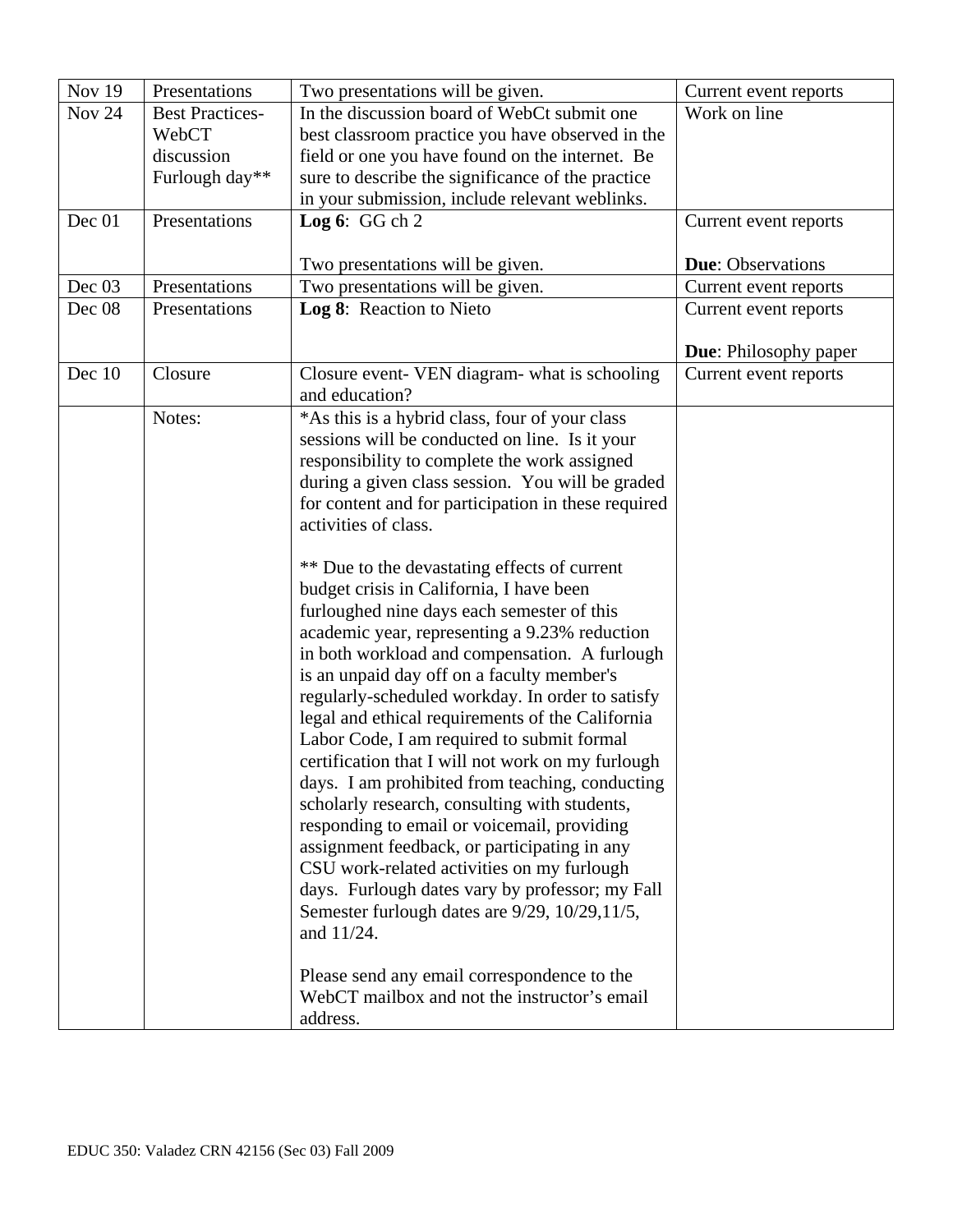| | | | |
|---|---|---|---|
| Nov 19 | Presentations | Two presentations will be given. | Current event reports |
| Nov 24 | Best Practices- WebCT discussion Furlough day** | In the discussion board of WebCt submit one best classroom practice you have observed in the field or one you have found on the internet. Be sure to describe the significance of the practice in your submission, include relevant weblinks. | Work on line |
| Dec 01 | Presentations | **Log 6**: GG ch 2<br><br>Two presentations will be given. | Current event reports<br><br>**Due**: Observations |
| Dec 03 | Presentations | Two presentations will be given. | Current event reports |
| Dec 08 | Presentations | **Log 8**: Reaction to Nieto | Current event reports<br><br>**Due**: Philosophy paper |
| Dec 10 | Closure | Closure event- VEN diagram- what is schooling and education? | Current event reports |
| | Notes: | *As this is a hybrid class, four of your class sessions will be conducted on line. Is it your responsibility to complete the work assigned during a given class session. You will be graded for content and for participation in these required activities of class.<br><br>** Due to the devastating effects of current budget crisis in California, I have been furloughed nine days each semester of this academic year, representing a 9.23% reduction in both workload and compensation. A furlough is an unpaid day off on a faculty member's regularly-scheduled workday. In order to satisfy legal and ethical requirements of the California Labor Code, I am required to submit formal certification that I will not work on my furlough days. I am prohibited from teaching, conducting scholarly research, consulting with students, responding to email or voicemail, providing assignment feedback, or participating in any CSU work-related activities on my furlough days. Furlough dates vary by professor; my Fall Semester furlough dates are 9/29, 10/29,11/5, and 11/24.<br><br>Please send any email correspondence to the WebCT mailbox and not the instructor's email address. | |